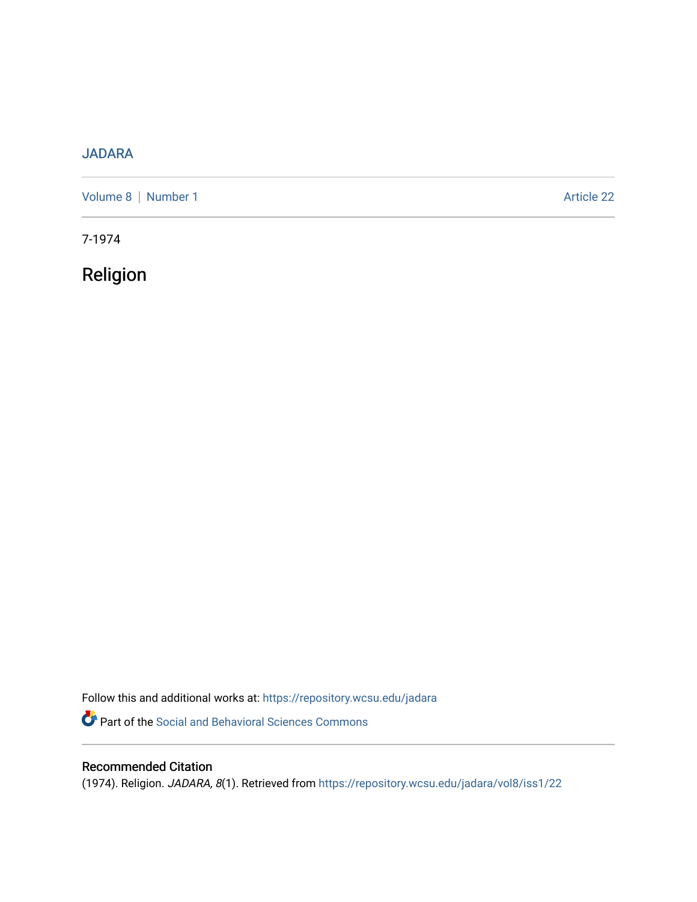JADARA

Volume 8 | Number 1 Article 22

7-1974

# Religion

Follow this and additional works at: https://repository.wcsu.edu/jadara

Part of the Social and Behavioral Sciences Commons

## Recommended Citation

(1974). Religion. *JADARA, 8*(1). Retrieved from https://repository.wcsu.edu/jadara/vol8/iss1/22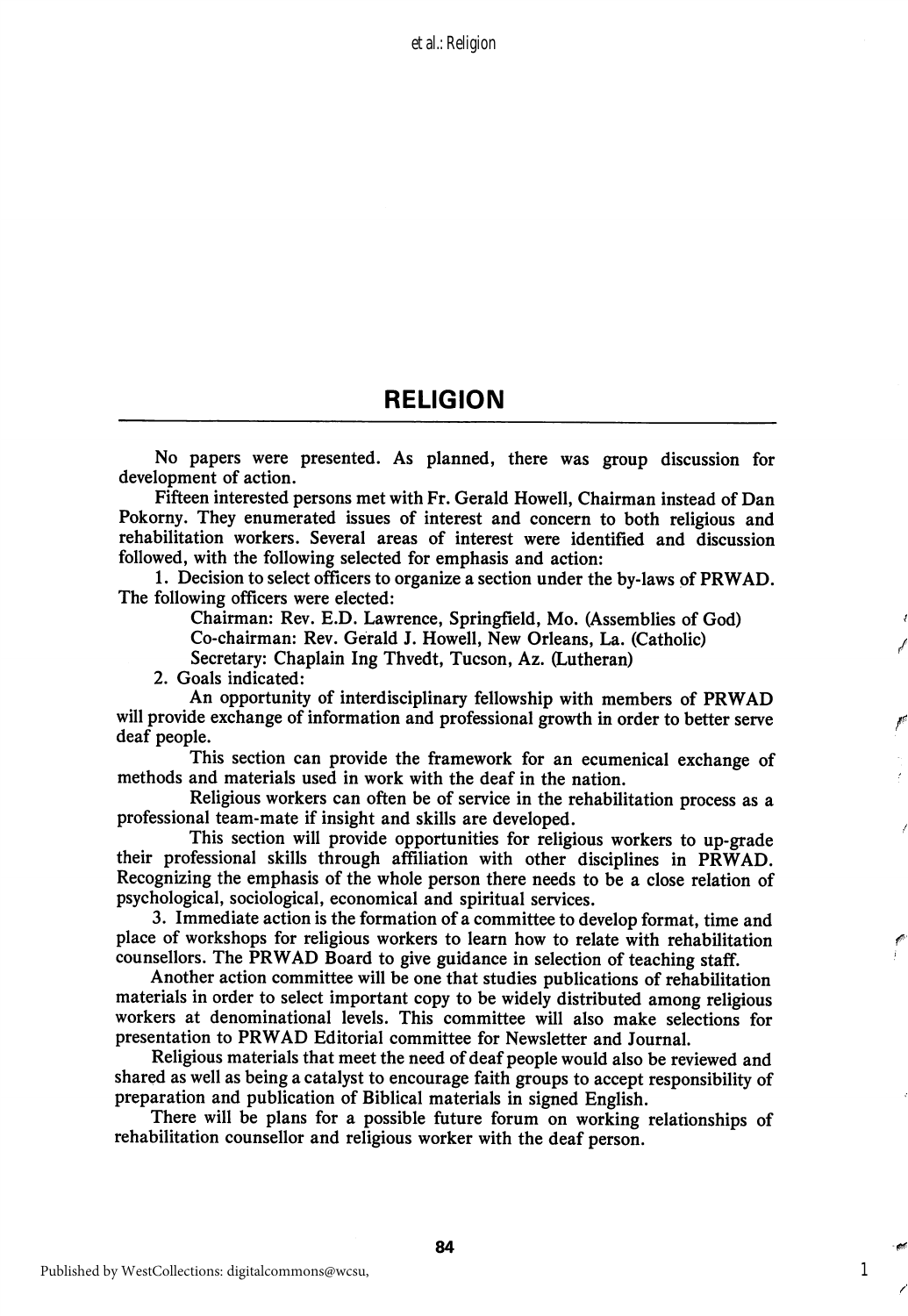# RELIGION

No papers were presented. As planned, there was group discussion for development of action.

Fifteen interested persons met with Fr. Gerald Howell, Chairman instead of Dan Pokorny. They enumerated issues of interest and concern to both religious and rehabilitation workers. Several areas of interest were identified and discussion followed, with the following selected for emphasis and action:

1. Decision to select officers to organize a section under the by-laws of PRWAD. The following officers were elected:

   Chairman: Rev. E.D. Lawrence, Springfield, Mo. (Assemblies of God)
   Co-chairman: Rev. Gerald J. Howell, New Orleans, La. (Catholic)
   Secretary: Chaplain Ing Thvedt, Tucson, Az. (Lutheran)

2. Goals indicated:

   An opportunity of interdisciplinary fellowship with members of PRWAD will provide exchange of information and professional growth in order to better serve deaf people.

   This section can provide the framework for an ecumenical exchange of methods and materials used in work with the deaf in the nation.

   Religious workers can often be of service in the rehabilitation process as a professional team-mate if insight and skills are developed.

   This section will provide opportunities for religious workers to up-grade their professional skills through affiliation with other disciplines in PRWAD. Recognizing the emphasis of the whole person there needs to be a close relation of psychological, sociological, economical and spiritual services.

3. Immediate action is the formation of a committee to develop format, time and place of workshops for religious workers to learn how to relate with rehabilitation counsellors. The PRWAD Board to give guidance in selection of teaching staff.

Another action committee will be one that studies publications of rehabilitation materials in order to select important copy to be widely distributed among religious workers at denominational levels. This committee will also make selections for presentation to PRWAD Editorial committee for Newsletter and Journal.

Religious materials that meet the need of deaf people would also be reviewed and shared as well as being a catalyst to encourage faith groups to accept responsibility of preparation and publication of Biblical materials in signed English.

There will be plans for a possible future forum on working relationships of rehabilitation counsellor and religious worker with the deaf person.